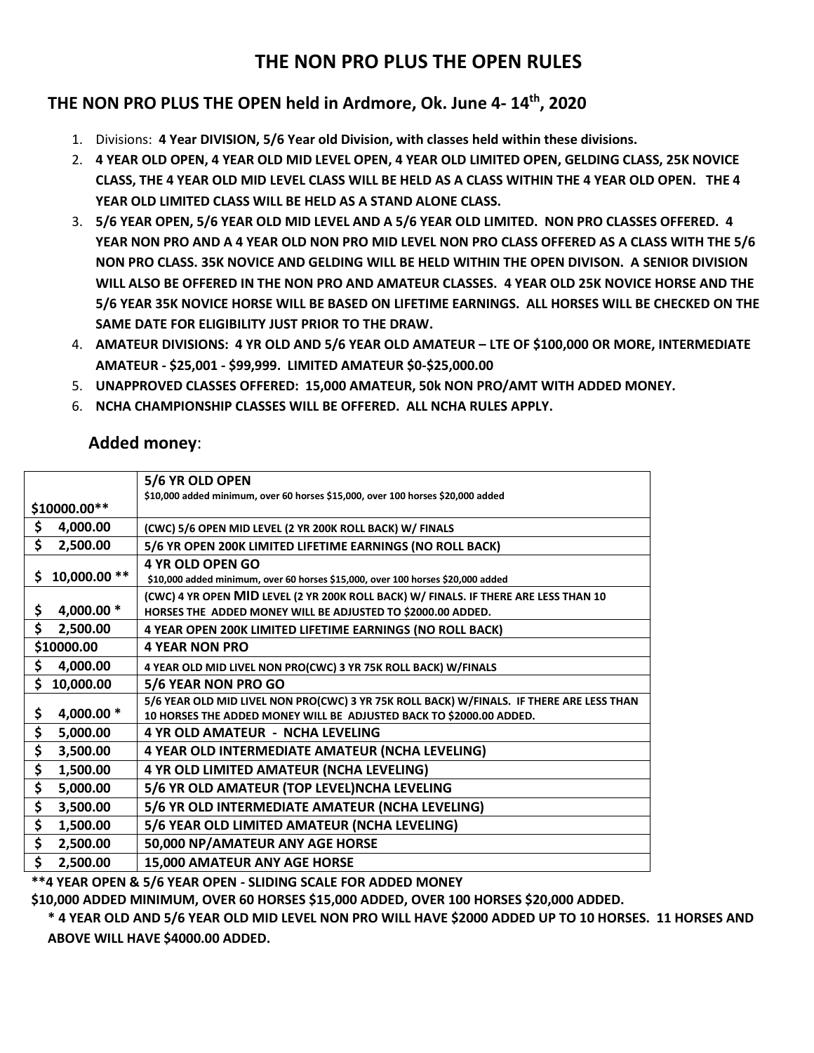# THE NON PRO PLUS THE OPEN RULES

## THE NON PRO PLUS THE OPEN held in Ardmore, Ok. June 4- 14th, 2020

1. Divisions: **4 Year DIVISION, 5/6 Year old Division, with classes held within these divisions.**
2. **4 YEAR OLD OPEN, 4 YEAR OLD MID LEVEL OPEN, 4 YEAR OLD LIMITED OPEN, GELDING CLASS, 25K NOVICE CLASS, THE 4 YEAR OLD MID LEVEL CLASS WILL BE HELD AS A CLASS WITHIN THE 4 YEAR OLD OPEN. THE 4 YEAR OLD LIMITED CLASS WILL BE HELD AS A STAND ALONE CLASS.**
3. **5/6 YEAR OPEN, 5/6 YEAR OLD MID LEVEL AND A 5/6 YEAR OLD LIMITED. NON PRO CLASSES OFFERED. 4 YEAR NON PRO AND A 4 YEAR OLD NON PRO MID LEVEL NON PRO CLASS OFFERED AS A CLASS WITH THE 5/6 NON PRO CLASS. 35K NOVICE AND GELDING WILL BE HELD WITHIN THE OPEN DIVISON. A SENIOR DIVISION WILL ALSO BE OFFERED IN THE NON PRO AND AMATEUR CLASSES. 4 YEAR OLD 25K NOVICE HORSE AND THE 5/6 YEAR 35K NOVICE HORSE WILL BE BASED ON LIFETIME EARNINGS. ALL HORSES WILL BE CHECKED ON THE SAME DATE FOR ELIGIBILITY JUST PRIOR TO THE DRAW.**
4. **AMATEUR DIVISIONS: 4 YR OLD AND 5/6 YEAR OLD AMATEUR – LTE OF $100,000 OR MORE, INTERMEDIATE AMATEUR - $25,001 - $99,999. LIMITED AMATEUR $0-$25,000.00**
5. **UNAPPROVED CLASSES OFFERED: 15,000 AMATEUR, 50k NON PRO/AMT WITH ADDED MONEY.**
6. **NCHA CHAMPIONSHIP CLASSES WILL BE OFFERED. ALL NCHA RULES APPLY.**

### Added money:

| Added Money | Class |
|---|---|
| $10000.00** | **5/6 YR OLD OPEN** $10,000 added minimum, over 60 horses $15,000, over 100 horses $20,000 added |
| $ 4,000.00 | (CWC) 5/6 OPEN MID LEVEL (2 YR 200K ROLL BACK) W/ FINALS |
| $ 2,500.00 | 5/6 YR OPEN 200K LIMITED LIFETIME EARNINGS (NO ROLL BACK) |
| $ 10,000.00 ** | **4 YR OLD OPEN GO** $10,000 added minimum, over 60 horses $15,000, over 100 horses $20,000 added |
| $ 4,000.00 * | (CWC) 4 YR OPEN MID LEVEL (2 YR 200K ROLL BACK) W/ FINALS. IF THERE ARE LESS THAN 10 HORSES THE ADDED MONEY WILL BE ADJUSTED TO $2000.00 ADDED. |
| $ 2,500.00 | 4 YEAR OPEN 200K LIMITED LIFETIME EARNINGS (NO ROLL BACK) |
| $10000.00 | 4 YEAR NON PRO |
| $ 4,000.00 | 4 YEAR OLD MID LIVEL NON PRO(CWC) 3 YR 75K ROLL BACK) W/FINALS |
| $ 10,000.00 | 5/6 YEAR NON PRO GO |
| $ 4,000.00 * | 5/6 YEAR OLD MID LIVEL NON PRO(CWC) 3 YR 75K ROLL BACK) W/FINALS. IF THERE ARE LESS THAN 10 HORSES THE ADDED MONEY WILL BE ADJUSTED BACK TO $2000.00 ADDED. |
| $ 5,000.00 | 4 YR OLD AMATEUR - NCHA LEVELING |
| $ 3,500.00 | 4 YEAR OLD INTERMEDIATE AMATEUR (NCHA LEVELING) |
| $ 1,500.00 | 4 YR OLD LIMITED AMATEUR (NCHA LEVELING) |
| $ 5,000.00 | 5/6 YR OLD AMATEUR (TOP LEVEL)NCHA LEVELING |
| $ 3,500.00 | 5/6 YR OLD INTERMEDIATE AMATEUR (NCHA LEVELING) |
| $ 1,500.00 | 5/6 YEAR OLD LIMITED AMATEUR (NCHA LEVELING) |
| $ 2,500.00 | 50,000 NP/AMATEUR ANY AGE HORSE |
| $ 2,500.00 | 15,000 AMATEUR ANY AGE HORSE |

**\*\*4 YEAR OPEN & 5/6 YEAR OPEN - SLIDING SCALE FOR ADDED MONEY**

**$10,000 ADDED MINIMUM, OVER 60 HORSES $15,000 ADDED, OVER 100 HORSES $20,000 ADDED.**

**\* 4 YEAR OLD AND 5/6 YEAR OLD MID LEVEL NON PRO WILL HAVE $2000 ADDED UP TO 10 HORSES. 11 HORSES AND ABOVE WILL HAVE $4000.00 ADDED.**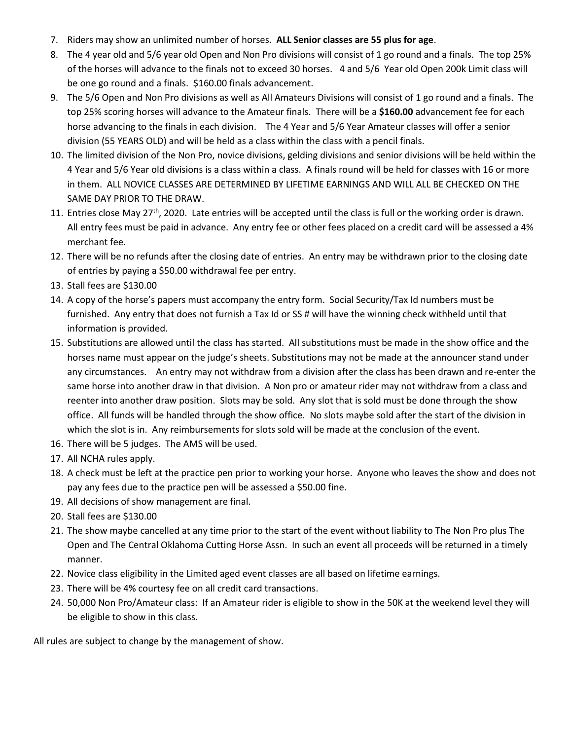7. Riders may show an unlimited number of horses. **ALL Senior classes are 55 plus for age**.
8. The 4 year old and 5/6 year old Open and Non Pro divisions will consist of 1 go round and a finals. The top 25% of the horses will advance to the finals not to exceed 30 horses. 4 and 5/6 Year old Open 200k Limit class will be one go round and a finals. $160.00 finals advancement.
9. The 5/6 Open and Non Pro divisions as well as All Amateurs Divisions will consist of 1 go round and a finals. The top 25% scoring horses will advance to the Amateur finals. There will be a **$160.00** advancement fee for each horse advancing to the finals in each division. The 4 Year and 5/6 Year Amateur classes will offer a senior division (55 YEARS OLD) and will be held as a class within the class with a pencil finals.
10. The limited division of the Non Pro, novice divisions, gelding divisions and senior divisions will be held within the 4 Year and 5/6 Year old divisions is a class within a class. A finals round will be held for classes with 16 or more in them. ALL NOVICE CLASSES ARE DETERMINED BY LIFETIME EARNINGS AND WILL ALL BE CHECKED ON THE SAME DAY PRIOR TO THE DRAW.
11. Entries close May 27th, 2020. Late entries will be accepted until the class is full or the working order is drawn. All entry fees must be paid in advance. Any entry fee or other fees placed on a credit card will be assessed a 4% merchant fee.
12. There will be no refunds after the closing date of entries. An entry may be withdrawn prior to the closing date of entries by paying a $50.00 withdrawal fee per entry.
13. Stall fees are $130.00
14. A copy of the horse's papers must accompany the entry form. Social Security/Tax Id numbers must be furnished. Any entry that does not furnish a Tax Id or SS # will have the winning check withheld until that information is provided.
15. Substitutions are allowed until the class has started. All substitutions must be made in the show office and the horses name must appear on the judge's sheets. Substitutions may not be made at the announcer stand under any circumstances. An entry may not withdraw from a division after the class has been drawn and re-enter the same horse into another draw in that division. A Non pro or amateur rider may not withdraw from a class and reenter into another draw position. Slots may be sold. Any slot that is sold must be done through the show office. All funds will be handled through the show office. No slots maybe sold after the start of the division in which the slot is in. Any reimbursements for slots sold will be made at the conclusion of the event.
16. There will be 5 judges. The AMS will be used.
17. All NCHA rules apply.
18. A check must be left at the practice pen prior to working your horse. Anyone who leaves the show and does not pay any fees due to the practice pen will be assessed a $50.00 fine.
19. All decisions of show management are final.
20. Stall fees are $130.00
21. The show maybe cancelled at any time prior to the start of the event without liability to The Non Pro plus The Open and The Central Oklahoma Cutting Horse Assn. In such an event all proceeds will be returned in a timely manner.
22. Novice class eligibility in the Limited aged event classes are all based on lifetime earnings.
23. There will be 4% courtesy fee on all credit card transactions.
24. 50,000 Non Pro/Amateur class: If an Amateur rider is eligible to show in the 50K at the weekend level they will be eligible to show in this class.

All rules are subject to change by the management of show.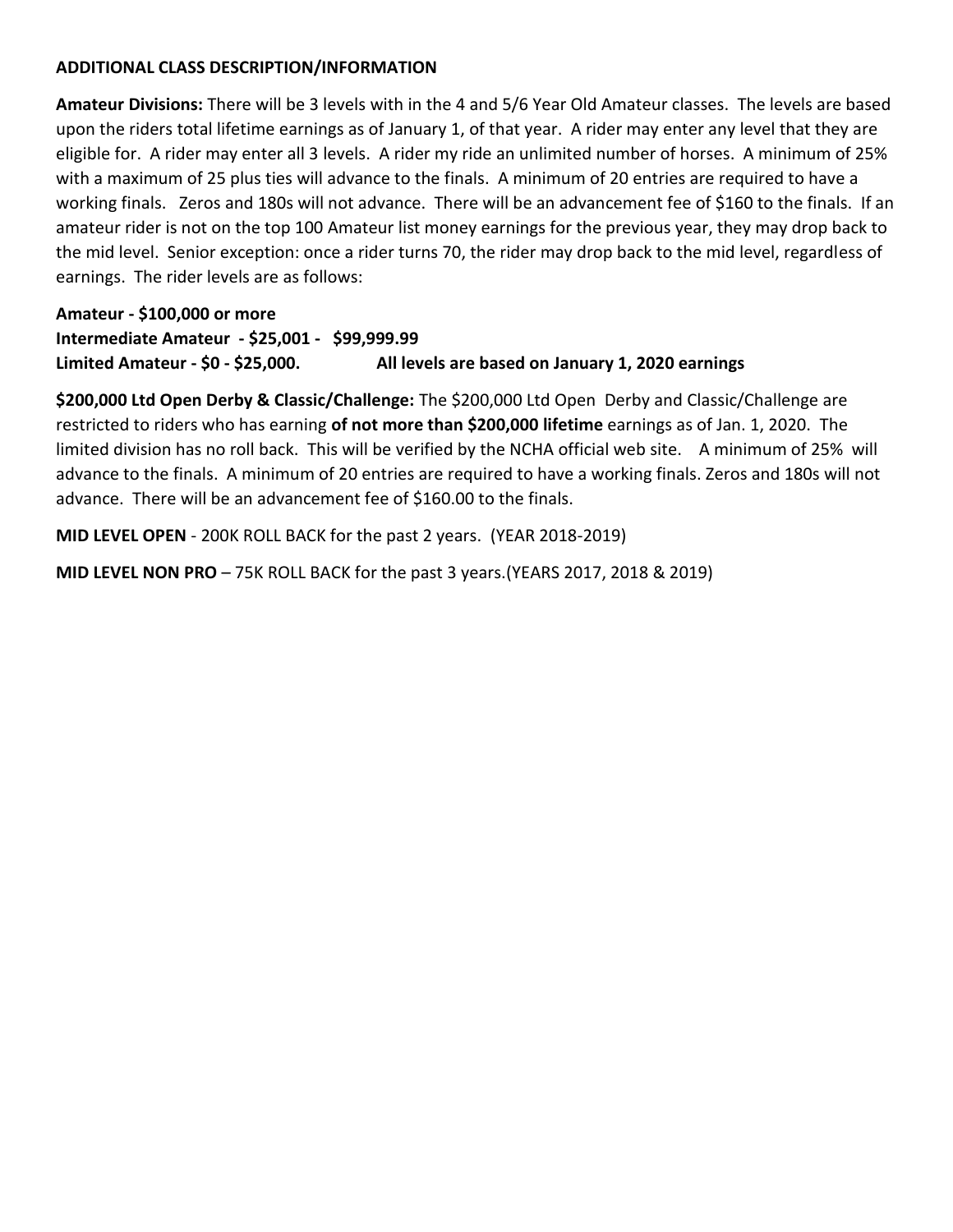**ADDITIONAL CLASS DESCRIPTION/INFORMATION**

**Amateur Divisions:** There will be 3 levels with in the 4 and 5/6 Year Old Amateur classes. The levels are based upon the riders total lifetime earnings as of January 1, of that year. A rider may enter any level that they are eligible for. A rider may enter all 3 levels. A rider my ride an unlimited number of horses. A minimum of 25% with a maximum of 25 plus ties will advance to the finals. A minimum of 20 entries are required to have a working finals. Zeros and 180s will not advance. There will be an advancement fee of $160 to the finals. If an amateur rider is not on the top 100 Amateur list money earnings for the previous year, they may drop back to the mid level. Senior exception: once a rider turns 70, the rider may drop back to the mid level, regardless of earnings. The rider levels are as follows:

**Amateur - $100,000 or more**
**Intermediate Amateur - $25,001 - $99,999.99**
**Limited Amateur - $0 - $25,000.** **All levels are based on January 1, 2020 earnings**

**$200,000 Ltd Open Derby & Classic/Challenge:** The $200,000 Ltd Open Derby and Classic/Challenge are restricted to riders who has earning **of not more than $200,000 lifetime** earnings as of Jan. 1, 2020. The limited division has no roll back. This will be verified by the NCHA official web site. A minimum of 25% will advance to the finals. A minimum of 20 entries are required to have a working finals. Zeros and 180s will not advance. There will be an advancement fee of $160.00 to the finals.

**MID LEVEL OPEN** - 200K ROLL BACK for the past 2 years. (YEAR 2018-2019)

**MID LEVEL NON PRO** – 75K ROLL BACK for the past 3 years.(YEARS 2017, 2018 & 2019)